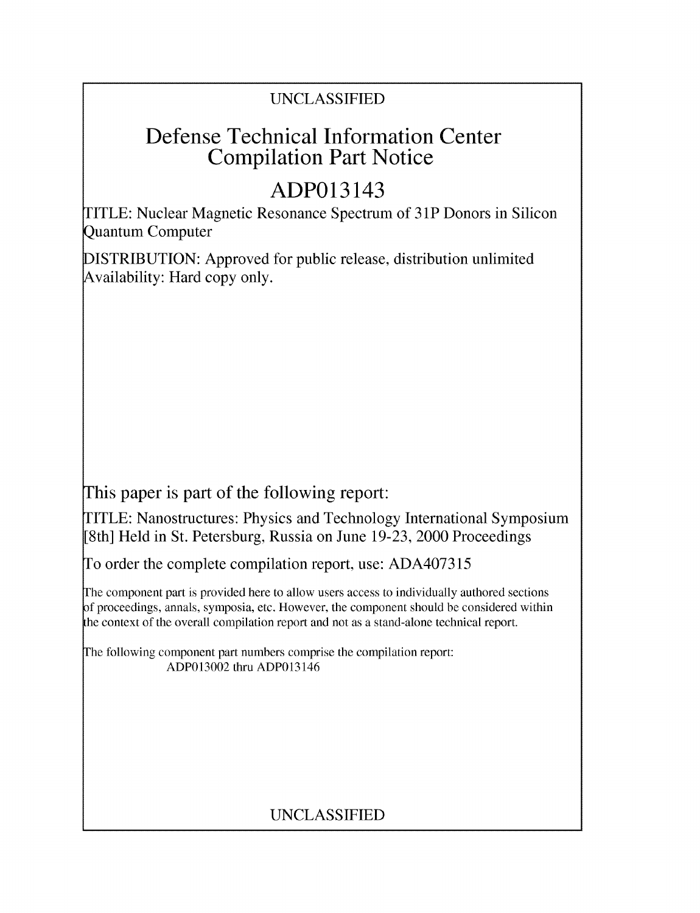UNCLASSIFIED

# Defense Technical Information Center Compilation Part Notice

# ADP013143

TITLE: Nuclear Magnetic Resonance Spectrum of 31P Donors in Silicon Quantum Computer

DISTRIBUTION: Approved for public release, distribution unlimited
Availability: Hard copy only.

This paper is part of the following report:

TITLE: Nanostructures: Physics and Technology International Symposium [8th] Held in St. Petersburg, Russia on June 19-23, 2000 Proceedings

To order the complete compilation report, use: ADA407315

The component part is provided here to allow users access to individually authored sections of proceedings, annals, symposia, etc. However, the component should be considered within the context of the overall compilation report and not as a stand-alone technical report.

The following component part numbers comprise the compilation report:
ADP013002 thru ADP013146

UNCLASSIFIED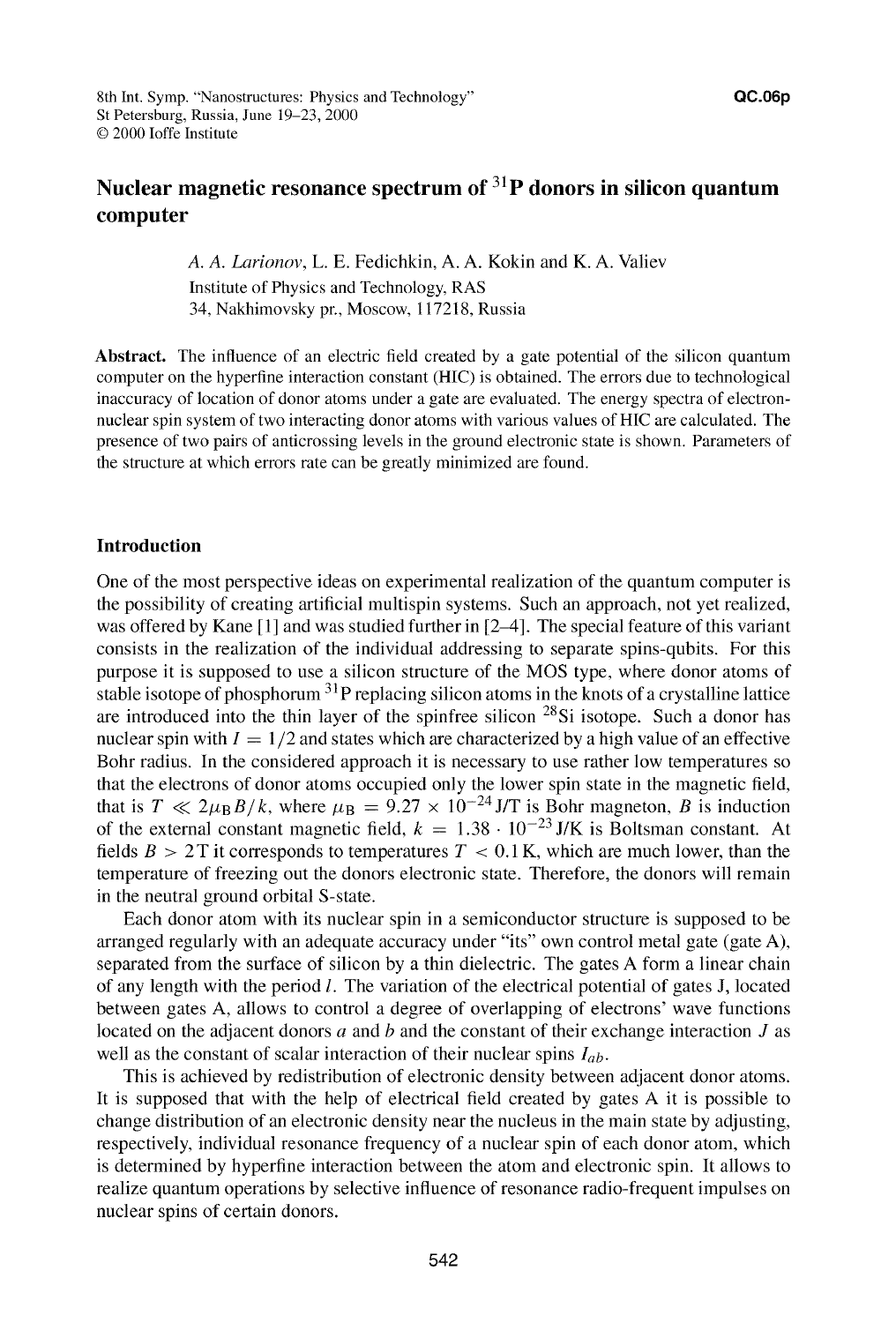# Nuclear magnetic resonance spectrum of $^{31}$P donors in silicon quantum computer

*A. A. Larionov*, L. E. Fedichkin, A. A. Kokin and K. A. Valiev
Institute of Physics and Technology, RAS
34, Nakhimovsky pr., Moscow, 117218, Russia

**Abstract.** The influence of an electric field created by a gate potential of the silicon quantum computer on the hyperfine interaction constant (HIC) is obtained. The errors due to technological inaccuracy of location of donor atoms under a gate are evaluated. The energy spectra of electron-nuclear spin system of two interacting donor atoms with various values of HIC are calculated. The presence of two pairs of anticrossing levels in the ground electronic state is shown. Parameters of the structure at which errors rate can be greatly minimized are found.

## Introduction

One of the most perspective ideas on experimental realization of the quantum computer is the possibility of creating artificial multispin systems. Such an approach, not yet realized, was offered by Kane [1] and was studied further in [2–4]. The special feature of this variant consists in the realization of the individual addressing to separate spins-qubits. For this purpose it is supposed to use a silicon structure of the MOS type, where donor atoms of stable isotope of phosphorum $^{31}$P replacing silicon atoms in the knots of a crystalline lattice are introduced into the thin layer of the spinfree silicon $^{28}$Si isotope. Such a donor has nuclear spin with $I = 1/2$ and states which are characterized by a high value of an effective Bohr radius. In the considered approach it is necessary to use rather low temperatures so that the electrons of donor atoms occupied only the lower spin state in the magnetic field, that is $T \ll 2\mu_B B/k$, where $\mu_B = 9.27 \times 10^{-24}$ J/T is Bohr magneton, $B$ is induction of the external constant magnetic field, $k = 1.38 \cdot 10^{-23}$ J/K is Boltsman constant. At fields $B > 2$ T it corresponds to temperatures $T < 0.1$ K, which are much lower, than the temperature of freezing out the donors electronic state. Therefore, the donors will remain in the neutral ground orbital S-state.

Each donor atom with its nuclear spin in a semiconductor structure is supposed to be arranged regularly with an adequate accuracy under "its" own control metal gate (gate A), separated from the surface of silicon by a thin dielectric. The gates A form a linear chain of any length with the period $l$. The variation of the electrical potential of gates J, located between gates A, allows to control a degree of overlapping of electrons' wave functions located on the adjacent donors $a$ and $b$ and the constant of their exchange interaction $J$ as well as the constant of scalar interaction of their nuclear spins $I_{ab}$.

This is achieved by redistribution of electronic density between adjacent donor atoms. It is supposed that with the help of electrical field created by gates A it is possible to change distribution of an electronic density near the nucleus in the main state by adjusting, respectively, individual resonance frequency of a nuclear spin of each donor atom, which is determined by hyperfine interaction between the atom and electronic spin. It allows to realize quantum operations by selective influence of resonance radio-frequent impulses on nuclear spins of certain donors.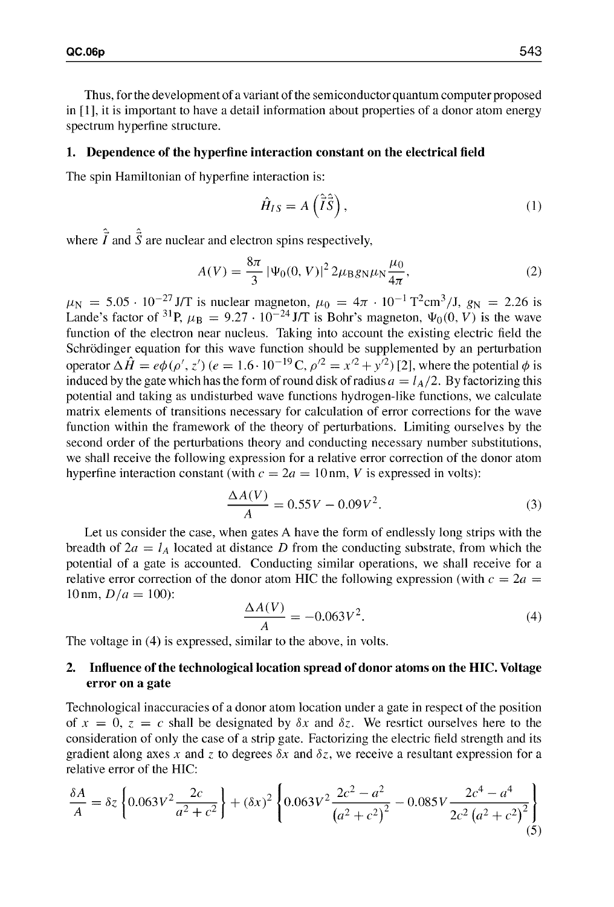Thus, for the development of a variant of the semiconductor quantum computer proposed in [1], it is important to have a detail information about properties of a donor atom energy spectrum hyperfine structure.

## 1. Dependence of the hyperfine interaction constant on the electrical field

The spin Hamiltonian of hyperfine interaction is:

$$\hat{H}_{IS} = A\left(\hat{\vec{I}}\hat{\vec{S}}\right), \tag{1}$$

where $\hat{\vec{I}}$ and $\hat{\vec{S}}$ are nuclear and electron spins respectively,

$$A(V) = \frac{8\pi}{3}\left|\Psi_0(0, V)\right|^2 2\mu_B g_N \mu_N \frac{\mu_0}{4\pi}, \tag{2}$$

$\mu_N = 5.05 \cdot 10^{-27}$ J/T is nuclear magneton, $\mu_0 = 4\pi \cdot 10^{-1}\,\mathrm{T^2cm^3/J}$, $g_N = 2.26$ is Lande's factor of $^{31}$P, $\mu_B = 9.27 \cdot 10^{-24}$ J/T is Bohr's magneton, $\Psi_0(0, V)$ is the wave function of the electron near nucleus. Taking into account the existing electric field the Schrödinger equation for this wave function should be supplemented by an perturbation operator $\Delta\hat{H} = e\phi(\rho', z')$ ($e = 1.6 \cdot 10^{-19}$ C, $\rho'^2 = x'^2 + y'^2$) [2], where the potential $\phi$ is induced by the gate which has the form of round disk of radius $a = l_A/2$. By factorizing this potential and taking as undisturbed wave functions hydrogen-like functions, we calculate matrix elements of transitions necessary for calculation of error corrections for the wave function within the framework of the theory of perturbations. Limiting ourselves by the second order of the perturbations theory and conducting necessary number substitutions, we shall receive the following expression for a relative error correction of the donor atom hyperfine interaction constant (with $c = 2a = 10$ nm, $V$ is expressed in volts):

$$\frac{\Delta A(V)}{A} = 0.55V - 0.09V^2. \tag{3}$$

Let us consider the case, when gates A have the form of endlessly long strips with the breadth of $2a = l_A$ located at distance $D$ from the conducting substrate, from which the potential of a gate is accounted. Conducting similar operations, we shall receive for a relative error correction of the donor atom HIC the following expression (with $c = 2a = 10$ nm, $D/a = 100$):

$$\frac{\Delta A(V)}{A} = -0.063V^2. \tag{4}$$

The voltage in (4) is expressed, similar to the above, in volts.

## 2. Influence of the technological location spread of donor atoms on the HIC. Voltage error on a gate

Technological inaccuracies of a donor atom location under a gate in respect of the position of $x = 0$, $z = c$ shall be designated by $\delta x$ and $\delta z$. We resrtict ourselves here to the consideration of only the case of a strip gate. Factorizing the electric field strength and its gradient along axes $x$ and $z$ to degrees $\delta x$ and $\delta z$, we receive a resultant expression for a relative error of the HIC:

$$\frac{\delta A}{A} = \delta z\left\{0.063V^2 \frac{2c}{a^2 + c^2}\right\} + (\delta x)^2\left\{0.063V^2 \frac{2c^2 - a^2}{\left(a^2 + c^2\right)^2} - 0.085V \frac{2c^4 - a^4}{2c^2\left(a^2 + c^2\right)^2}\right\} \tag{5}$$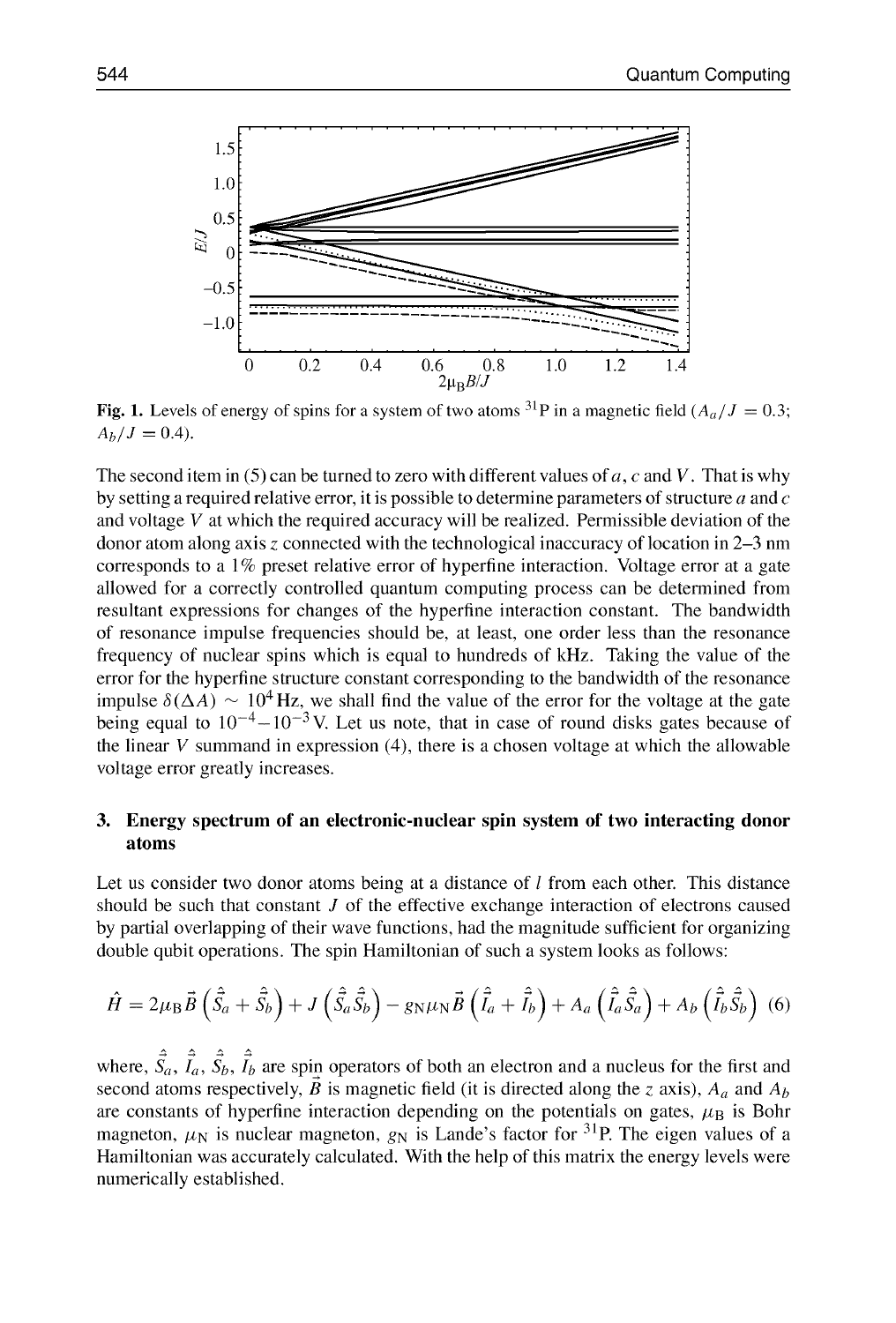Fig. 1. Levels of energy of spins for a system of two atoms $^{31}$P in a magnetic field ($A_a/J = 0.3$; $A_b/J = 0.4$).

The second item in (5) can be turned to zero with different values of $a$, $c$ and $V$. That is why by setting a required relative error, it is possible to determine parameters of structure $a$ and $c$ and voltage $V$ at which the required accuracy will be realized. Permissible deviation of the donor atom along axis $z$ connected with the technological inaccuracy of location in 2–3 nm corresponds to a 1% preset relative error of hyperfine interaction. Voltage error at a gate allowed for a correctly controlled quantum computing process can be determined from resultant expressions for changes of the hyperfine interaction constant. The bandwidth of resonance impulse frequencies should be, at least, one order less than the resonance frequency of nuclear spins which is equal to hundreds of kHz. Taking the value of the error for the hyperfine structure constant corresponding to the bandwidth of the resonance impulse $\delta(\Delta A) \sim 10^4$ Hz, we shall find the value of the error for the voltage at the gate being equal to $10^{-4}$–$10^{-3}$ V. Let us note, that in case of round disks gates because of the linear $V$ summand in expression (4), there is a chosen voltage at which the allowable voltage error greatly increases.

## 3. Energy spectrum of an electronic-nuclear spin system of two interacting donor atoms

Let us consider two donor atoms being at a distance of $l$ from each other. This distance should be such that constant $J$ of the effective exchange interaction of electrons caused by partial overlapping of their wave functions, had the magnitude sufficient for organizing double qubit operations. The spin Hamiltonian of such a system looks as follows:

$$\hat{H} = 2\mu_B \vec{B}\left(\hat{\vec{S}}_a + \hat{\vec{S}}_b\right) + J\left(\hat{\vec{S}}_a \hat{\vec{S}}_b\right) - g_N \mu_N \vec{B}\left(\hat{\vec{I}}_a + \hat{\vec{I}}_b\right) + A_a\left(\hat{\vec{I}}_a \hat{\vec{S}}_a\right) + A_b\left(\hat{\vec{I}}_b \hat{\vec{S}}_b\right) \quad (6)$$

where, $\hat{\vec{S}}_a$, $\hat{\vec{I}}_a$, $\hat{\vec{S}}_b$, $\hat{\vec{I}}_b$ are spin operators of both an electron and a nucleus for the first and second atoms respectively, $\vec{B}$ is magnetic field (it is directed along the $z$ axis), $A_a$ and $A_b$ are constants of hyperfine interaction depending on the potentials on gates, $\mu_B$ is Bohr magneton, $\mu_N$ is nuclear magneton, $g_N$ is Lande's factor for $^{31}$P. The eigen values of a Hamiltonian was accurately calculated. With the help of this matrix the energy levels were numerically established.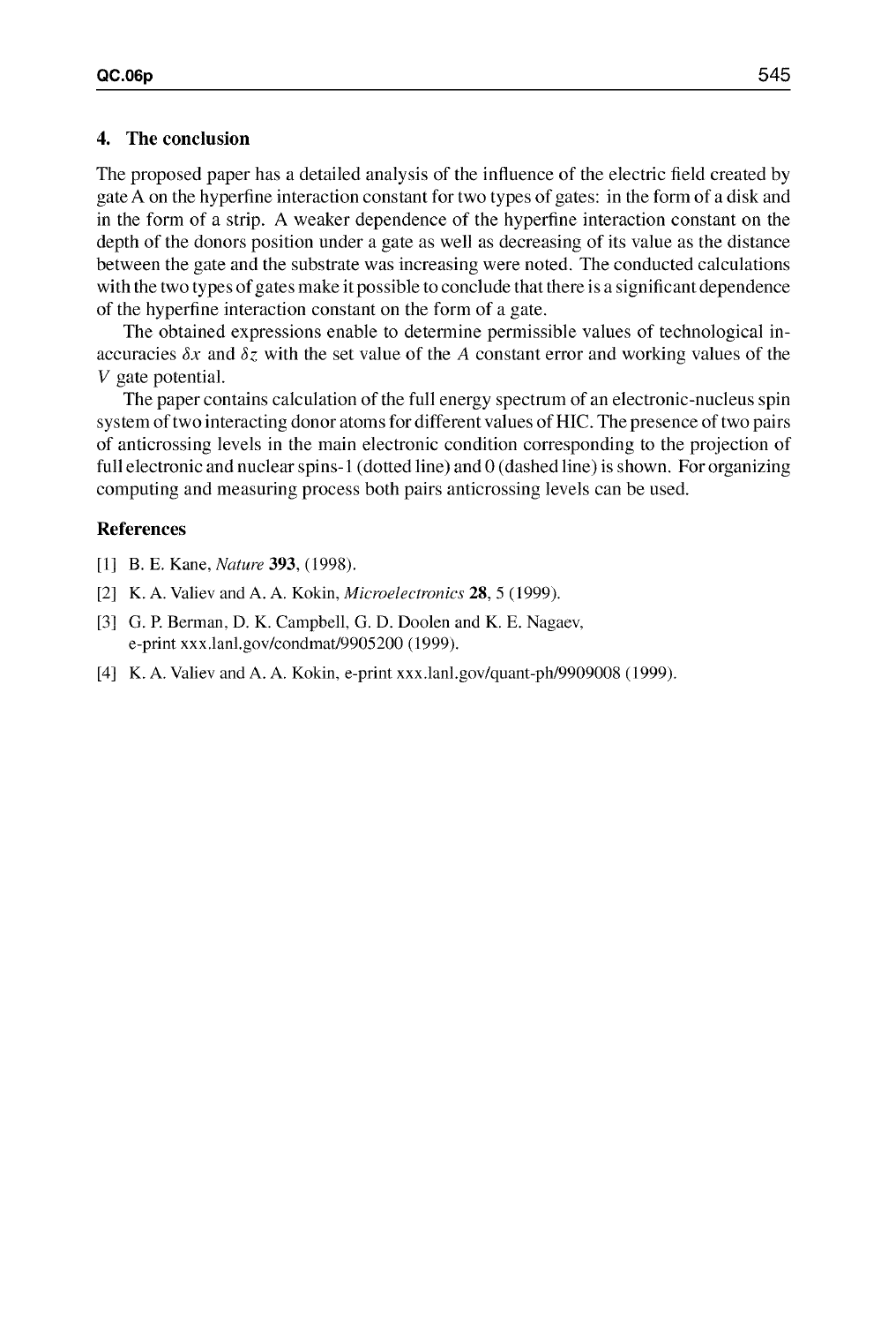## 4. The conclusion

The proposed paper has a detailed analysis of the influence of the electric field created by gate A on the hyperfine interaction constant for two types of gates: in the form of a disk and in the form of a strip. A weaker dependence of the hyperfine interaction constant on the depth of the donors position under a gate as well as decreasing of its value as the distance between the gate and the substrate was increasing were noted. The conducted calculations with the two types of gates make it possible to conclude that there is a significant dependence of the hyperfine interaction constant on the form of a gate.

The obtained expressions enable to determine permissible values of technological inaccuracies $\delta x$ and $\delta z$ with the set value of the $A$ constant error and working values of the $V$ gate potential.

The paper contains calculation of the full energy spectrum of an electronic-nucleus spin system of two interacting donor atoms for different values of HIC. The presence of two pairs of anticrossing levels in the main electronic condition corresponding to the projection of full electronic and nuclear spins-1 (dotted line) and 0 (dashed line) is shown. For organizing computing and measuring process both pairs anticrossing levels can be used.

### References

[1] B. E. Kane, *Nature* **393**, (1998).

[2] K. A. Valiev and A. A. Kokin, *Microelectronics* **28**, 5 (1999).

[3] G. P. Berman, D. K. Campbell, G. D. Doolen and K. E. Nagaev, e-print xxx.lanl.gov/condmat/9905200 (1999).

[4] K. A. Valiev and A. A. Kokin, e-print xxx.lanl.gov/quant-ph/9909008 (1999).